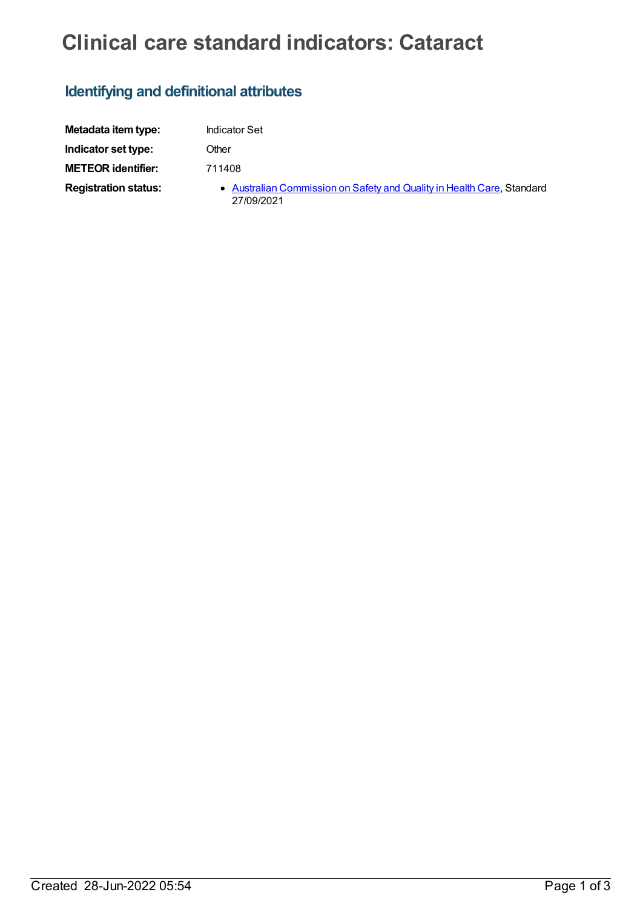# Clinical care standard indicators: Cataract

## Identifying and definitional attributes

| | |
|---|---|
| **Metadata item type:** | Indicator Set |
| **Indicator set type:** | Other |
| **METEOR identifier:** | 711408 |
| **Registration status:** | • Australian Commission on Safety and Quality in Health Care, Standard 27/09/2021 |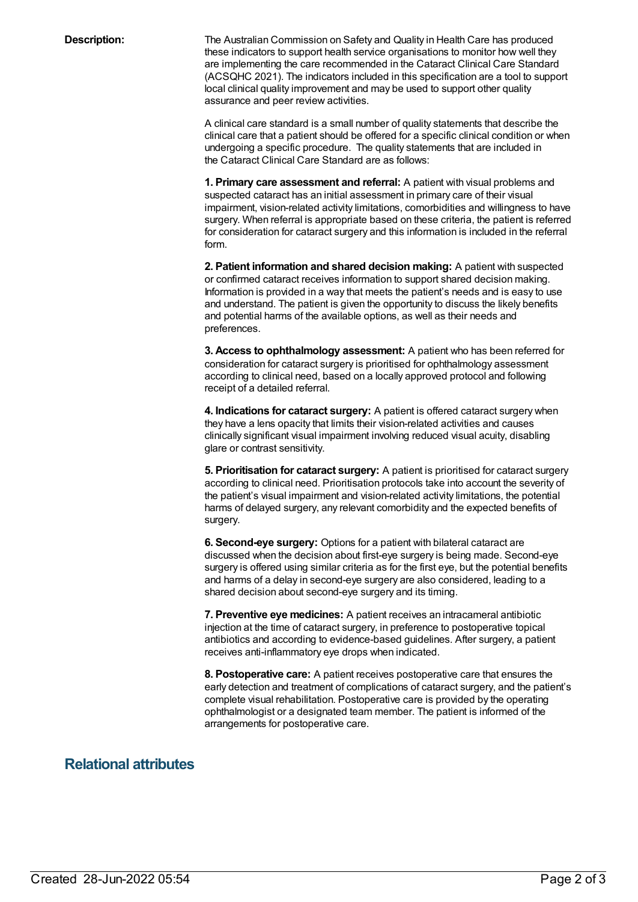**Description:**

The Australian Commission on Safety and Quality in Health Care has produced these indicators to support health service organisations to monitor how well they are implementing the care recommended in the Cataract Clinical Care Standard (ACSQHC 2021). The indicators included in this specification are a tool to support local clinical quality improvement and may be used to support other quality assurance and peer review activities.

A clinical care standard is a small number of quality statements that describe the clinical care that a patient should be offered for a specific clinical condition or when undergoing a specific procedure. The quality statements that are included in the Cataract Clinical Care Standard are as follows:

**1. Primary care assessment and referral:** A patient with visual problems and suspected cataract has an initial assessment in primary care of their visual impairment, vision-related activity limitations, comorbidities and willingness to have surgery. When referral is appropriate based on these criteria, the patient is referred for consideration for cataract surgery and this information is included in the referral form.

**2. Patient information and shared decision making:** A patient with suspected or confirmed cataract receives information to support shared decision making. Information is provided in a way that meets the patient's needs and is easy to use and understand. The patient is given the opportunity to discuss the likely benefits and potential harms of the available options, as well as their needs and preferences.

**3. Access to ophthalmology assessment:** A patient who has been referred for consideration for cataract surgery is prioritised for ophthalmology assessment according to clinical need, based on a locally approved protocol and following receipt of a detailed referral.

**4. Indications for cataract surgery:** A patient is offered cataract surgery when they have a lens opacity that limits their vision-related activities and causes clinically significant visual impairment involving reduced visual acuity, disabling glare or contrast sensitivity.

**5. Prioritisation for cataract surgery:** A patient is prioritised for cataract surgery according to clinical need. Prioritisation protocols take into account the severity of the patient's visual impairment and vision-related activity limitations, the potential harms of delayed surgery, any relevant comorbidity and the expected benefits of surgery.

**6. Second-eye surgery:** Options for a patient with bilateral cataract are discussed when the decision about first-eye surgery is being made. Second-eye surgery is offered using similar criteria as for the first eye, but the potential benefits and harms of a delay in second-eye surgery are also considered, leading to a shared decision about second-eye surgery and its timing.

**7. Preventive eye medicines:** A patient receives an intracameral antibiotic injection at the time of cataract surgery, in preference to postoperative topical antibiotics and according to evidence-based guidelines. After surgery, a patient receives anti-inflammatory eye drops when indicated.

**8. Postoperative care:** A patient receives postoperative care that ensures the early detection and treatment of complications of cataract surgery, and the patient's complete visual rehabilitation. Postoperative care is provided by the operating ophthalmologist or a designated team member. The patient is informed of the arrangements for postoperative care.

## Relational attributes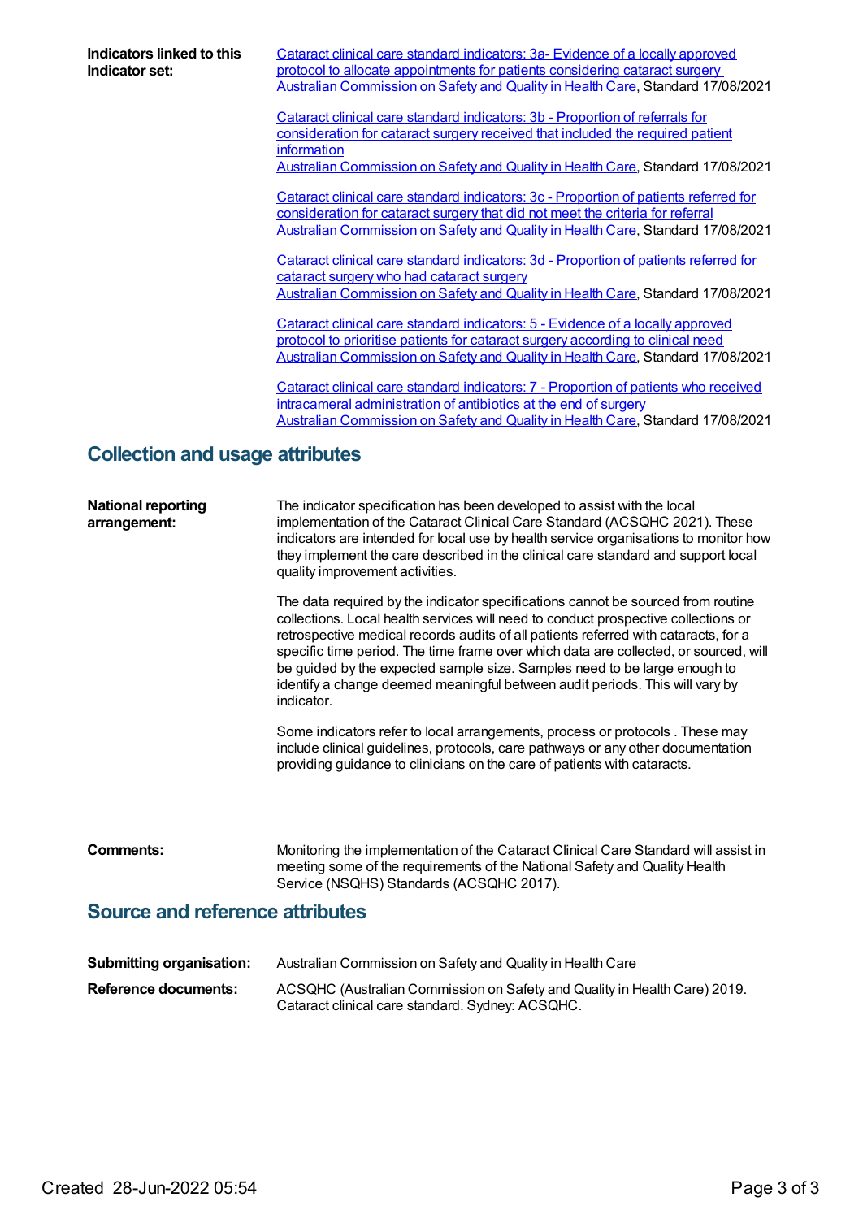**Indicators linked to this Indicator set:**

Cataract clinical care standard indicators: 3a- Evidence of a locally approved protocol to allocate appointments for patients considering cataract surgery
Australian Commission on Safety and Quality in Health Care, Standard 17/08/2021

Cataract clinical care standard indicators: 3b - Proportion of referrals for consideration for cataract surgery received that included the required patient information
Australian Commission on Safety and Quality in Health Care, Standard 17/08/2021

Cataract clinical care standard indicators: 3c - Proportion of patients referred for consideration for cataract surgery that did not meet the criteria for referral
Australian Commission on Safety and Quality in Health Care, Standard 17/08/2021

Cataract clinical care standard indicators: 3d - Proportion of patients referred for cataract surgery who had cataract surgery
Australian Commission on Safety and Quality in Health Care, Standard 17/08/2021

Cataract clinical care standard indicators: 5 - Evidence of a locally approved protocol to prioritise patients for cataract surgery according to clinical need
Australian Commission on Safety and Quality in Health Care, Standard 17/08/2021

Cataract clinical care standard indicators: 7 - Proportion of patients who received intracameral administration of antibiotics at the end of surgery
Australian Commission on Safety and Quality in Health Care, Standard 17/08/2021

## Collection and usage attributes

**National reporting arrangement:**

The indicator specification has been developed to assist with the local implementation of the Cataract Clinical Care Standard (ACSQHC 2021). These indicators are intended for local use by health service organisations to monitor how they implement the care described in the clinical care standard and support local quality improvement activities.

The data required by the indicator specifications cannot be sourced from routine collections. Local health services will need to conduct prospective collections or retrospective medical records audits of all patients referred with cataracts, for a specific time period. The time frame over which data are collected, or sourced, will be guided by the expected sample size. Samples need to be large enough to identify a change deemed meaningful between audit periods. This will vary by indicator.

Some indicators refer to local arrangements, process or protocols . These may include clinical guidelines, protocols, care pathways or any other documentation providing guidance to clinicians on the care of patients with cataracts.

**Comments:**

Monitoring the implementation of the Cataract Clinical Care Standard will assist in meeting some of the requirements of the National Safety and Quality Health Service (NSQHS) Standards (ACSQHC 2017).

## Source and reference attributes

**Submitting organisation:** Australian Commission on Safety and Quality in Health Care

**Reference documents:** ACSQHC (Australian Commission on Safety and Quality in Health Care) 2019. Cataract clinical care standard. Sydney: ACSQHC.